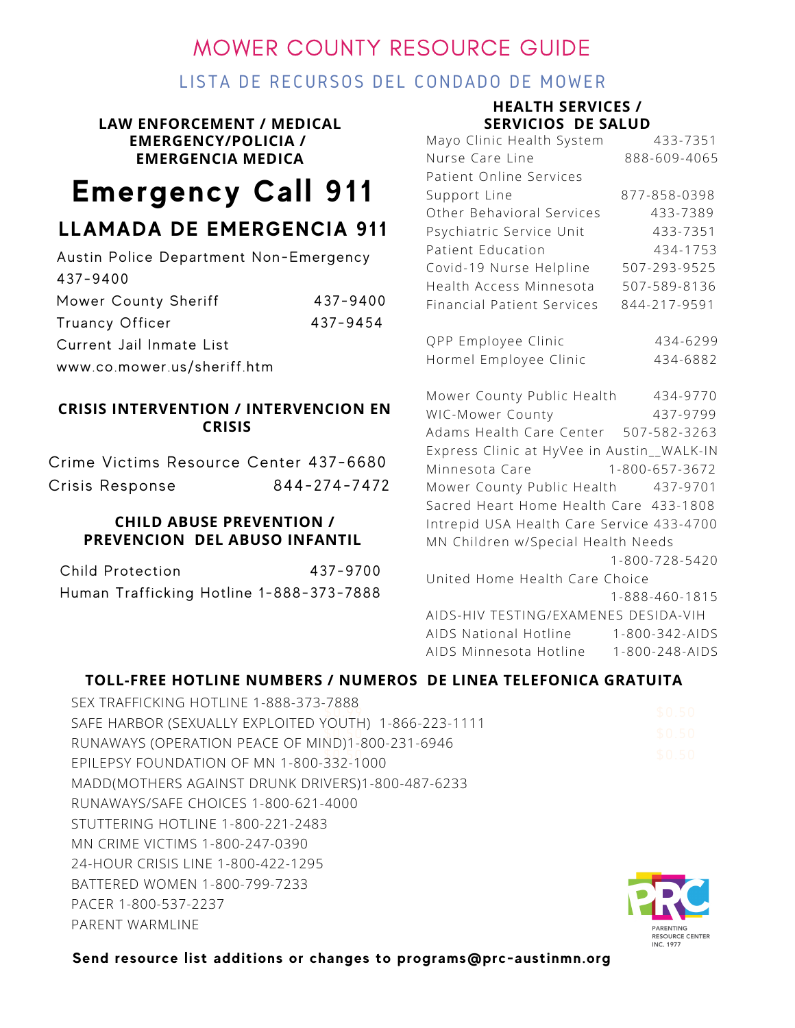# MOWER COUNTY RESOURCE GUIDE

## LISTA DE RECURSOS DEL CONDADO DE MOWER

### LAW ENFORCEMENT / MEDICAL EMERGENCY/POLICIA / EMERGENCIA MEDICA

# Emergency Call 911

## LLAMADA DE EMERGENCIA 911

Austin Police Department Non-Emergency 437-9400
Mower County Sheriff 437-9400
Truancy Officer 437-9454
Current Jail Inmate List
www.co.mower.us/sheriff.htm

### CRISIS INTERVENTION / INTERVENCION EN CRISIS

Crime Victims Resource Center 437-6680
Crisis Response 844-274-7472

### CHILD ABUSE PREVENTION / PREVENCION DEL ABUSO INFANTIL

Child Protection 437-9700
Human Trafficking Hotline 1-888-373-7888

### HEALTH SERVICES / SERVICIOS DE SALUD

Mayo Clinic Health System 433-7351
Nurse Care Line 888-609-4065
Patient Online Services
Support Line 877-858-0398
Other Behavioral Services 433-7389
Psychiatric Service Unit 433-7351
Patient Education 434-1753
Covid-19 Nurse Helpline 507-293-9525
Health Access Minnesota 507-589-8136
Financial Patient Services 844-217-9591

QPP Employee Clinic 434-6299
Hormel Employee Clinic 434-6882

Mower County Public Health 434-9770
WIC-Mower County 437-9799
Adams Health Care Center 507-582-3263
Express Clinic at HyVee in Austin__WALK-IN
Minnesota Care 1-800-657-3672
Mower County Public Health 437-9701
Sacred Heart Home Health Care 433-1808
Intrepid USA Health Care Service 433-4700
MN Children w/Special Health Needs 1-800-728-5420
United Home Health Care Choice 1-888-460-1815
AIDS-HIV TESTING/EXAMENES DESIDA-VIH
AIDS National Hotline 1-800-342-AIDS
AIDS Minnesota Hotline 1-800-248-AIDS

### TOLL-FREE HOTLINE NUMBERS / NUMEROS DE LINEA TELEFONICA GRATUITA

SEX TRAFFICKING HOTLINE 1-888-373-7888
SAFE HARBOR (SEXUALLY EXPLOITED YOUTH) 1-866-223-1111
RUNAWAYS (OPERATION PEACE OF MIND)1-800-231-6946
EPILEPSY FOUNDATION OF MN 1-800-332-1000
MADD(MOTHERS AGAINST DRUNK DRIVERS)1-800-487-6233
RUNAWAYS/SAFE CHOICES 1-800-621-4000
STUTTERING HOTLINE 1-800-221-2483
MN CRIME VICTIMS 1-800-247-0390
24-HOUR CRISIS LINE 1-800-422-1295
BATTERED WOMEN 1-800-799-7233
PACER 1-800-537-2237
PARENT WARMLINE

PARENTING RESOURCE CENTER INC. 1977

**Send resource list additions or changes to programs@prc-austinmn.org**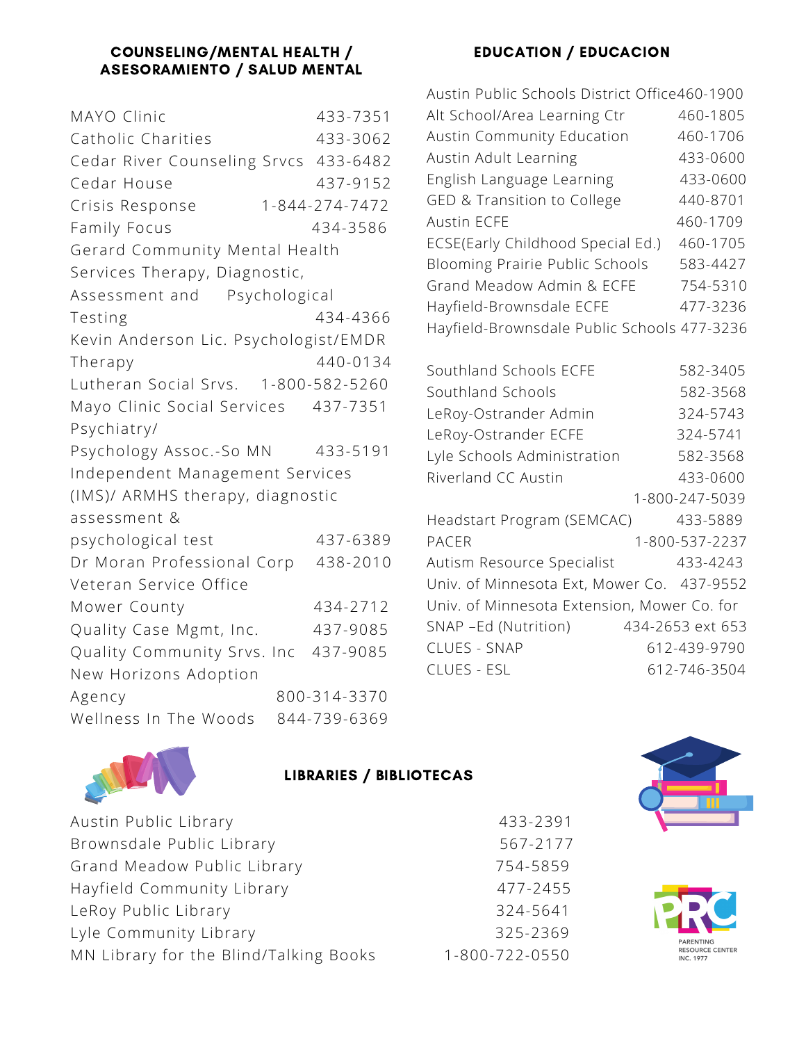## COUNSELING/MENTAL HEALTH / ASESORAMIENTO / SALUD MENTAL

| | |
|---|---|
| MAYO Clinic | 433-7351 |
| Catholic Charities | 433-3062 |
| Cedar River Counseling Srvcs | 433-6482 |
| Cedar House | 437-9152 |
| Crisis Response | 1-844-274-7472 |
| Family Focus | 434-3586 |
| Gerard Community Mental Health Services Therapy, Diagnostic, Assessment and Psychological Testing | 434-4366 |
| Kevin Anderson Lic. Psychologist/EMDR Therapy | 440-0134 |
| Lutheran Social Srvs. | 1-800-582-5260 |
| Mayo Clinic Social Services | 437-7351 |
| Psychiatry/ Psychology Assoc.-So MN | 433-5191 |
| Independent Management Services (IMS)/ ARMHS therapy, diagnostic assessment & psychological test | 437-6389 |
| Dr Moran Professional Corp | 438-2010 |
| Veteran Service Office Mower County | 434-2712 |
| Quality Case Mgmt, Inc. | 437-9085 |
| Quality Community Srvs. Inc | 437-9085 |
| New Horizons Adoption Agency | 800-314-3370 |
| Wellness In The Woods | 844-739-6369 |

## EDUCATION / EDUCACION

| | |
|---|---|
| Austin Public Schools District Office | 460-1900 |
| Alt School/Area Learning Ctr | 460-1805 |
| Austin Community Education | 460-1706 |
| Austin Adult Learning | 433-0600 |
| English Language Learning | 433-0600 |
| GED & Transition to College | 440-8701 |
| Austin ECFE | 460-1709 |
| ECSE(Early Childhood Special Ed.) | 460-1705 |
| Blooming Prairie Public Schools | 583-4427 |
| Grand Meadow Admin & ECFE | 754-5310 |
| Hayfield-Brownsdale ECFE | 477-3236 |
| Hayfield-Brownsdale Public Schools | 477-3236 |
| Southland Schools ECFE | 582-3405 |
| Southland Schools | 582-3568 |
| LeRoy-Ostrander Admin | 324-5743 |
| LeRoy-Ostrander ECFE | 324-5741 |
| Lyle Schools Administration | 582-3568 |
| Riverland CC Austin | 433-0600<br>1-800-247-5039 |
| Headstart Program (SEMCAC) | 433-5889 |
| PACER | 1-800-537-2237 |
| Autism Resource Specialist | 433-4243 |
| Univ. of Minnesota Ext, Mower Co. | 437-9552 |
| Univ. of Minnesota Extension, Mower Co. for SNAP –Ed (Nutrition) | 434-2653 ext 653 |
| CLUES - SNAP | 612-439-9790 |
| CLUES - ESL | 612-746-3504 |

## LIBRARIES / BIBLIOTECAS

| | |
|---|---|
| Austin Public Library | 433-2391 |
| Brownsdale Public Library | 567-2177 |
| Grand Meadow Public Library | 754-5859 |
| Hayfield Community Library | 477-2455 |
| LeRoy Public Library | 324-5641 |
| Lyle Community Library | 325-2369 |
| MN Library for the Blind/Talking Books | 1-800-722-0550 |

PARENTING RESOURCE CENTER INC. 1977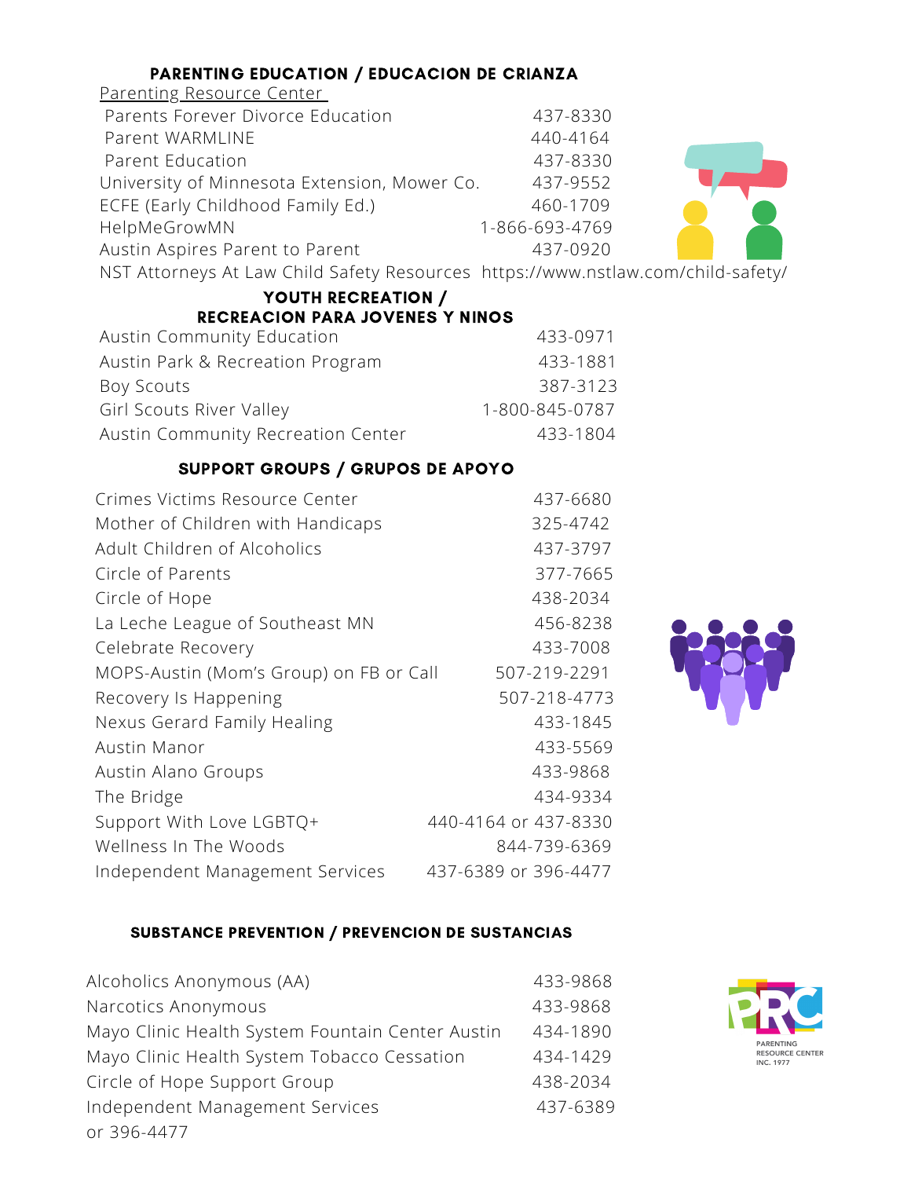## PARENTING EDUCATION / EDUCACION DE CRIANZA

<u>Parenting Resource Center</u>

| | |
|---|---|
| Parents Forever Divorce Education | 437-8330 |
| Parent WARMLINE | 440-4164 |
| Parent Education | 437-8330 |
| University of Minnesota Extension, Mower Co. | 437-9552 |
| ECFE (Early Childhood Family Ed.) | 460-1709 |
| HelpMeGrowMN | 1-866-693-4769 |
| Austin Aspires Parent to Parent | 437-0920 |
| NST Attorneys At Law Child Safety Resources | https://www.nstlaw.com/child-safety/ |

## YOUTH RECREATION / RECREACION PARA JOVENES Y NINOS

| | |
|---|---|
| Austin Community Education | 433-0971 |
| Austin Park & Recreation Program | 433-1881 |
| Boy Scouts | 387-3123 |
| Girl Scouts River Valley | 1-800-845-0787 |
| Austin Community Recreation Center | 433-1804 |

## SUPPORT GROUPS / GRUPOS DE APOYO

| | |
|---|---|
| Crimes Victims Resource Center | 437-6680 |
| Mother of Children with Handicaps | 325-4742 |
| Adult Children of Alcoholics | 437-3797 |
| Circle of Parents | 377-7665 |
| Circle of Hope | 438-2034 |
| La Leche League of Southeast MN | 456-8238 |
| Celebrate Recovery | 433-7008 |
| MOPS-Austin (Mom's Group) on FB or Call | 507-219-2291 |
| Recovery Is Happening | 507-218-4773 |
| Nexus Gerard Family Healing | 433-1845 |
| Austin Manor | 433-5569 |
| Austin Alano Groups | 433-9868 |
| The Bridge | 434-9334 |
| Support With Love LGBTQ+ | 440-4164 or 437-8330 |
| Wellness In The Woods | 844-739-6369 |
| Independent Management Services | 437-6389 or 396-4477 |

## SUBSTANCE PREVENTION / PREVENCION DE SUSTANCIAS

| | |
|---|---|
| Alcoholics Anonymous (AA) | 433-9868 |
| Narcotics Anonymous | 433-9868 |
| Mayo Clinic Health System Fountain Center Austin | 434-1890 |
| Mayo Clinic Health System Tobacco Cessation | 434-1429 |
| Circle of Hope Support Group | 438-2034 |
| Independent Management Services | 437-6389 or 396-4477 |

PARENTING RESOURCE CENTER INC. 1977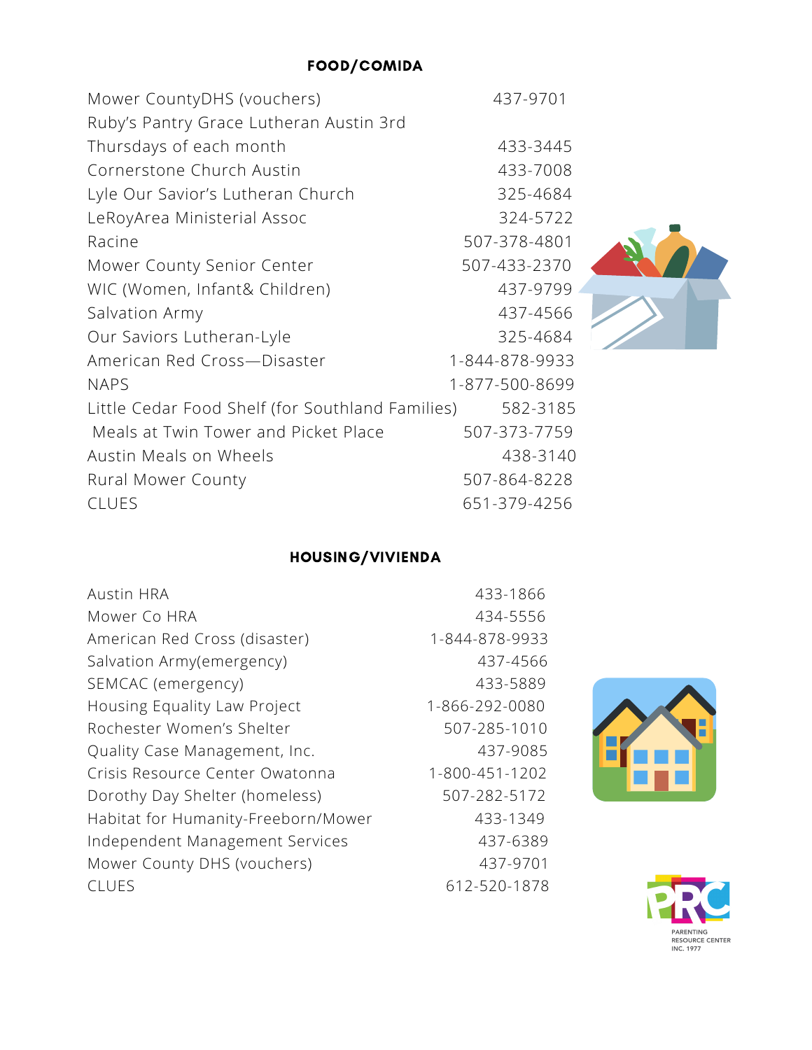## FOOD/COMIDA

| | |
|---|---|
| Mower CountyDHS (vouchers) | 437-9701 |
| Ruby's Pantry Grace Lutheran Austin 3rd Thursdays of each month | 433-3445 |
| Cornerstone Church Austin | 433-7008 |
| Lyle Our Savior's Lutheran Church | 325-4684 |
| LeRoyArea Ministerial Assoc | 324-5722 |
| Racine | 507-378-4801 |
| Mower County Senior Center | 507-433-2370 |
| WIC (Women, Infant& Children) | 437-9799 |
| Salvation Army | 437-4566 |
| Our Saviors Lutheran-Lyle | 325-4684 |
| American Red Cross—Disaster | 1-844-878-9933 |
| NAPS | 1-877-500-8699 |
| Little Cedar Food Shelf (for Southland Families) | 582-3185 |
| Meals at Twin Tower and Picket Place | 507-373-7759 |
| Austin Meals on Wheels | 438-3140 |
| Rural Mower County | 507-864-8228 |
| CLUES | 651-379-4256 |

## HOUSING/VIVIENDA

| | |
|---|---|
| Austin HRA | 433-1866 |
| Mower Co HRA | 434-5556 |
| American Red Cross (disaster) | 1-844-878-9933 |
| Salvation Army(emergency) | 437-4566 |
| SEMCAC (emergency) | 433-5889 |
| Housing Equality Law Project | 1-866-292-0080 |
| Rochester Women's Shelter | 507-285-1010 |
| Quality Case Management, Inc. | 437-9085 |
| Crisis Resource Center Owatonna | 1-800-451-1202 |
| Dorothy Day Shelter (homeless) | 507-282-5172 |
| Habitat for Humanity-Freeborn/Mower | 433-1349 |
| Independent Management Services | 437-6389 |
| Mower County DHS (vouchers) | 437-9701 |
| CLUES | 612-520-1878 |

PRC
PARENTING RESOURCE CENTER INC. 1977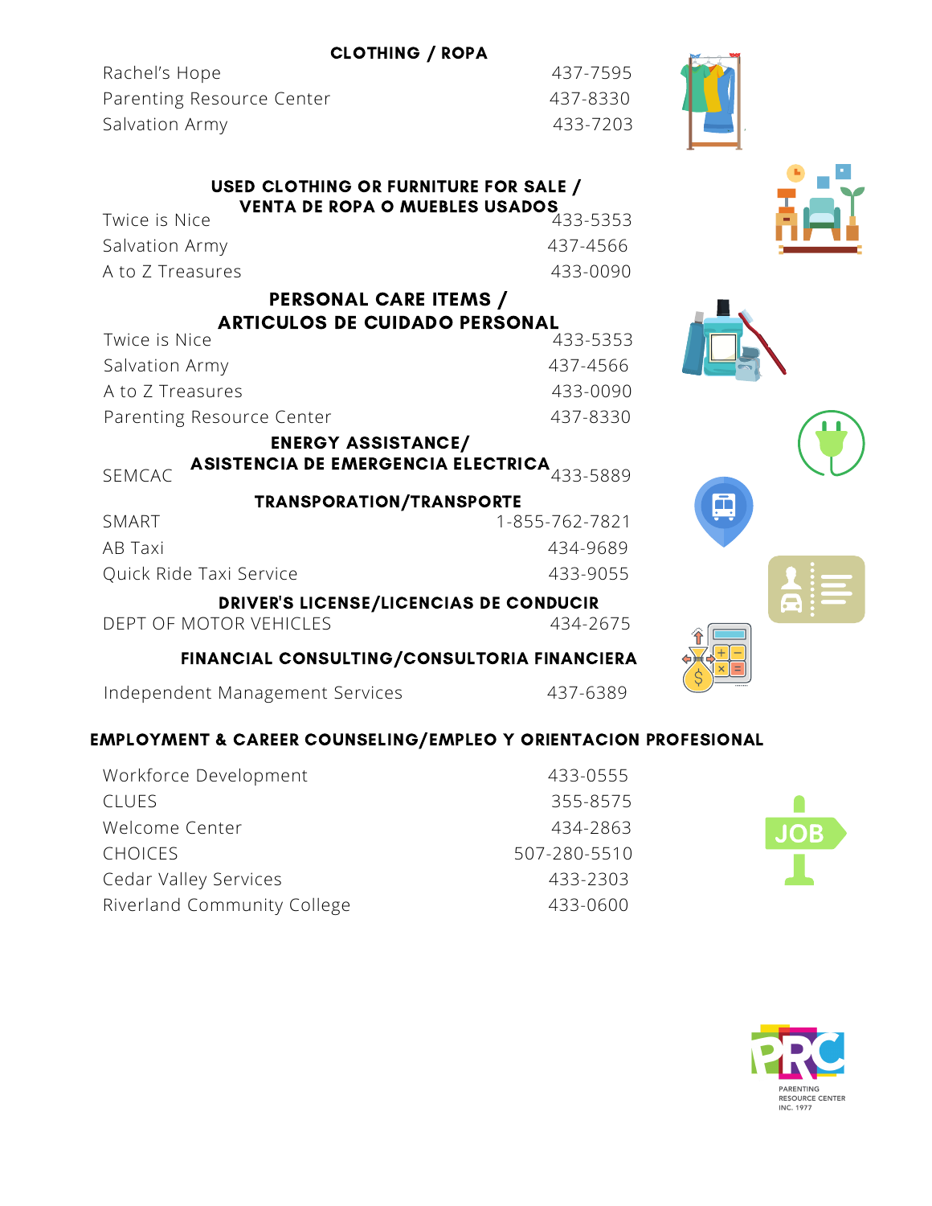## CLOTHING / ROPA

| | |
|---|---|
| Rachel's Hope | 437-7595 |
| Parenting Resource Center | 437-8330 |
| Salvation Army | 433-7203 |

## USED CLOTHING OR FURNITURE FOR SALE / VENTA DE ROPA O MUEBLES USADOS

| | |
|---|---|
| Twice is Nice | 433-5353 |
| Salvation Army | 437-4566 |
| A to Z Treasures | 433-0090 |

## PERSONAL CARE ITEMS / ARTICULOS DE CUIDADO PERSONAL

| | |
|---|---|
| Twice is Nice | 433-5353 |
| Salvation Army | 437-4566 |
| A to Z Treasures | 433-0090 |
| Parenting Resource Center | 437-8330 |

## ENERGY ASSISTANCE/ ASISTENCIA DE EMERGENCIA ELECTRICA

| | |
|---|---|
| SEMCAC | 433-5889 |

## TRANSPORATION/TRANSPORTE

| | |
|---|---|
| SMART | 1-855-762-7821 |
| AB Taxi | 434-9689 |
| Quick Ride Taxi Service | 433-9055 |

## DRIVER'S LICENSE/LICENCIAS DE CONDUCIR

| | |
|---|---|
| DEPT OF MOTOR VEHICLES | 434-2675 |

## FINANCIAL CONSULTING/CONSULTORIA FINANCIERA

| | |
|---|---|
| Independent Management Services | 437-6389 |

## EMPLOYMENT & CAREER COUNSELING/EMPLEO Y ORIENTACION PROFESIONAL

| | |
|---|---|
| Workforce Development | 433-0555 |
| CLUES | 355-8575 |
| Welcome Center | 434-2863 |
| CHOICES | 507-280-5510 |
| Cedar Valley Services | 433-2303 |
| Riverland Community College | 433-0600 |

PRC
PARENTING RESOURCE CENTER
INC. 1977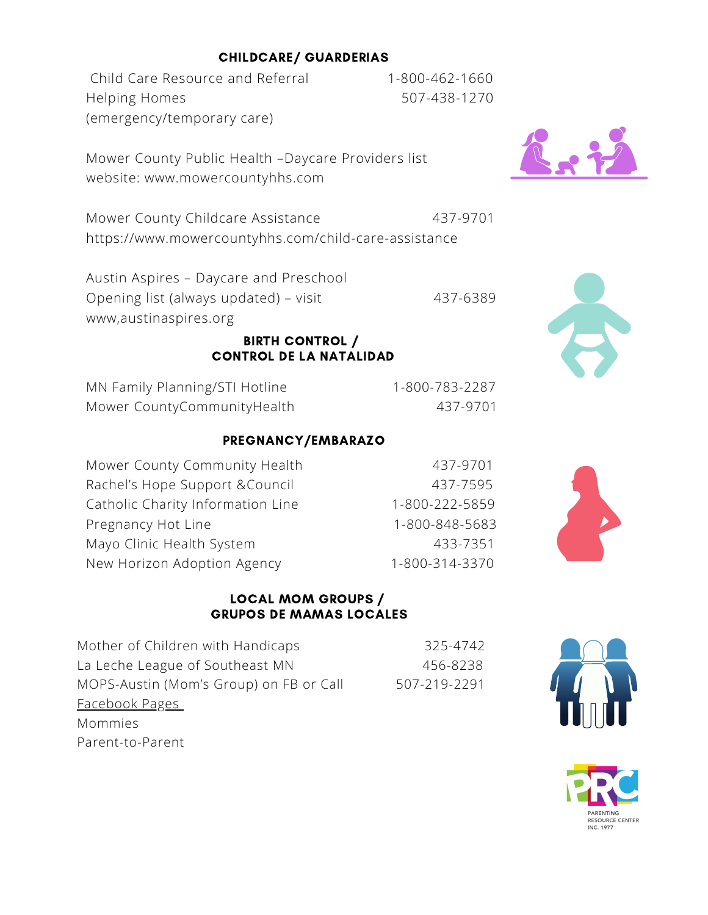## CHILDCARE/ GUARDERIAS

Child Care Resource and Referral 1-800-462-1660
Helping Homes 507-438-1270
(emergency/temporary care)

Mower County Public Health –Daycare Providers list
website: www.mowercountyhhs.com

Mower County Childcare Assistance 437-9701
https://www.mowercountyhhs.com/child-care-assistance

Austin Aspires – Daycare and Preschool
Opening list (always updated) – visit 437-6389
www,austinaspires.org

## BIRTH CONTROL / CONTROL DE LA NATALIDAD

MN Family Planning/STI Hotline 1-800-783-2287
Mower CountyCommunityHealth 437-9701

## PREGNANCY/EMBARAZO

Mower County Community Health 437-9701
Rachel's Hope Support &Council 437-7595
Catholic Charity Information Line 1-800-222-5859
Pregnancy Hot Line 1-800-848-5683
Mayo Clinic Health System 433-7351
New Horizon Adoption Agency 1-800-314-3370

## LOCAL MOM GROUPS / GRUPOS DE MAMAS LOCALES

Mother of Children with Handicaps 325-4742
La Leche League of Southeast MN 456-8238
MOPS-Austin (Mom's Group) on FB or Call 507-219-2291
Facebook Pages
Mommies
Parent-to-Parent

PARENTING RESOURCE CENTER INC. 1977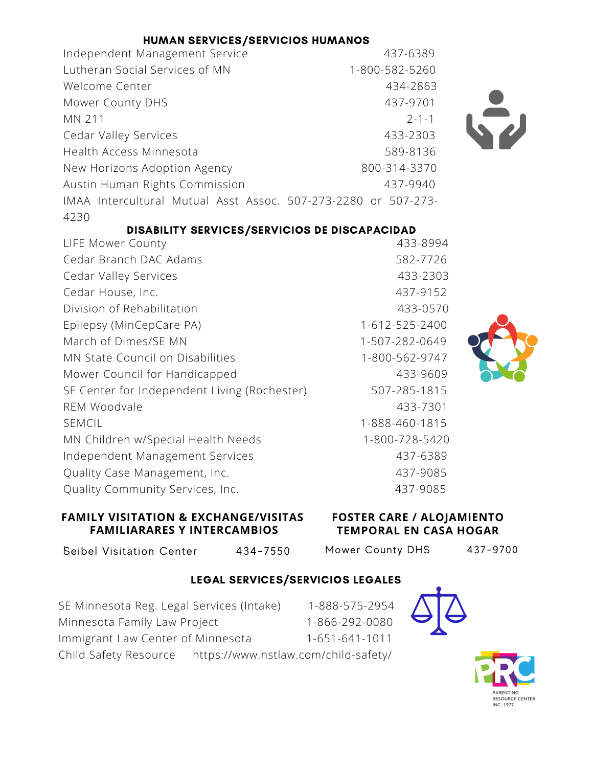## HUMAN SERVICES/SERVICIOS HUMANOS

| | |
|---|---|
| Independent Management Service | 437-6389 |
| Lutheran Social Services of MN | 1-800-582-5260 |
| Welcome Center | 434-2863 |
| Mower County DHS | 437-9701 |
| MN 211 | 2-1-1 |
| Cedar Valley Services | 433-2303 |
| Health Access Minnesota | 589-8136 |
| New Horizons Adoption Agency | 800-314-3370 |
| Austin Human Rights Commission | 437-9940 |
| IMAA Intercultural Mutual Asst Assoc. | 507-273-2280 or 507-273-4230 |

## DISABILITY SERVICES/SERVICIOS DE DISCAPACIDAD

| | |
|---|---|
| LIFE Mower County | 433-8994 |
| Cedar Branch DAC Adams | 582-7726 |
| Cedar Valley Services | 433-2303 |
| Cedar House, Inc. | 437-9152 |
| Division of Rehabilitation | 433-0570 |
| Epilepsy (MinCepCare PA) | 1-612-525-2400 |
| March of Dimes/SE MN | 1-507-282-0649 |
| MN State Council on Disabilities | 1-800-562-9747 |
| Mower Council for Handicapped | 433-9609 |
| SE Center for Independent Living (Rochester) | 507-285-1815 |
| REM Woodvale | 433-7301 |
| SEMCIL | 1-888-460-1815 |
| MN Children w/Special Health Needs | 1-800-728-5420 |
| Independent Management Services | 437-6389 |
| Quality Case Management, Inc. | 437-9085 |
| Quality Community Services, Inc. | 437-9085 |

## FAMILY VISITATION & EXCHANGE/VISITAS FAMILIARARES Y INTERCAMBIOS

Seibel Visitation Center 434-7550

## FOSTER CARE / ALOJAMIENTO TEMPORAL EN CASA HOGAR

Mower County DHS 437-9700

## LEGAL SERVICES/SERVICIOS LEGALES

| | |
|---|---|
| SE Minnesota Reg. Legal Services (Intake) | 1-888-575-2954 |
| Minnesota Family Law Project | 1-866-292-0080 |
| Immigrant Law Center of Minnesota | 1-651-641-1011 |
| Child Safety Resource | https://www.nstlaw.com/child-safety/ |

PRC PARENTING RESOURCE CENTER INC. 1977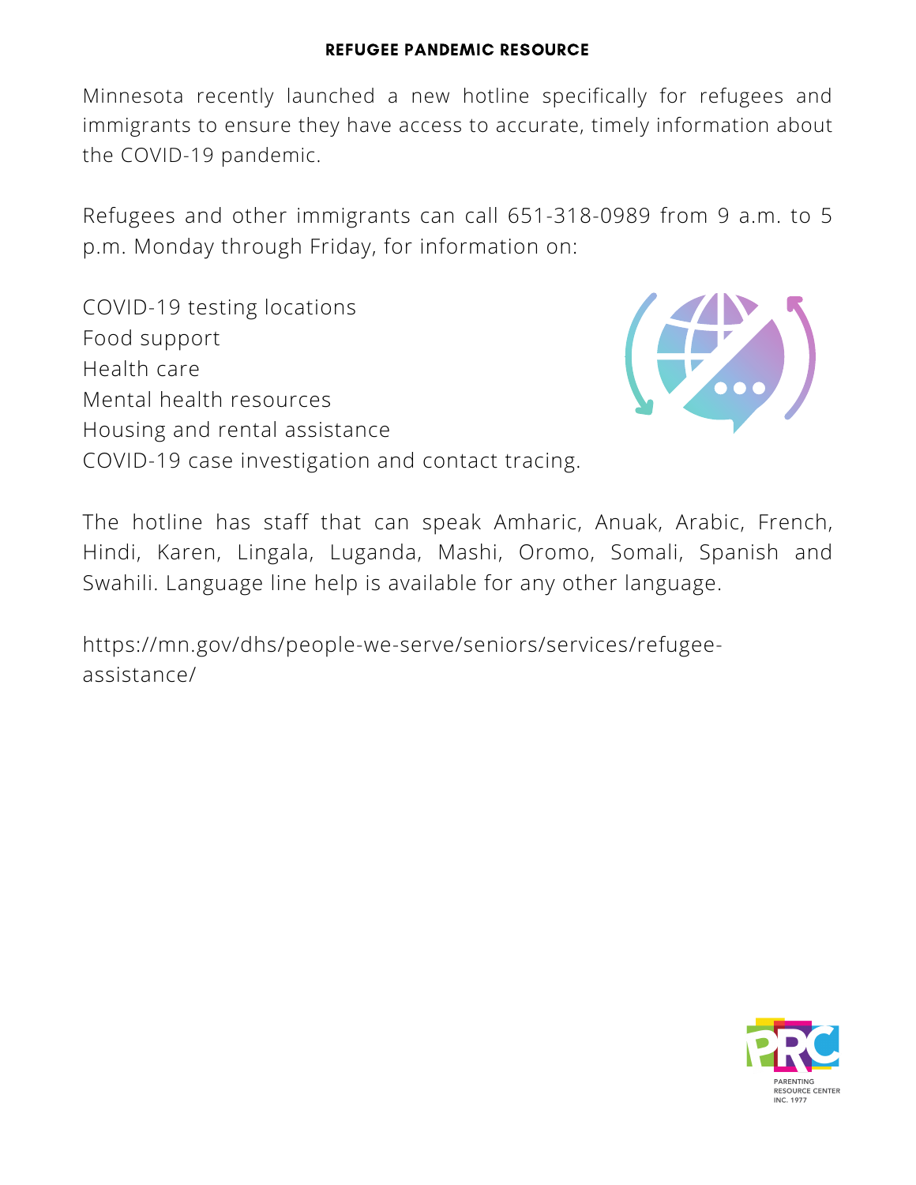## REFUGEE PANDEMIC RESOURCE

Minnesota recently launched a new hotline specifically for refugees and immigrants to ensure they have access to accurate, timely information about the COVID-19 pandemic.

Refugees and other immigrants can call 651-318-0989 from 9 a.m. to 5 p.m. Monday through Friday, for information on:

COVID-19 testing locations
Food support
Health care
Mental health resources
Housing and rental assistance
COVID-19 case investigation and contact tracing.

The hotline has staff that can speak Amharic, Anuak, Arabic, French, Hindi, Karen, Lingala, Luganda, Mashi, Oromo, Somali, Spanish and Swahili. Language line help is available for any other language.

https://mn.gov/dhs/people-we-serve/seniors/services/refugee-assistance/

PARENTING RESOURCE CENTER INC. 1977